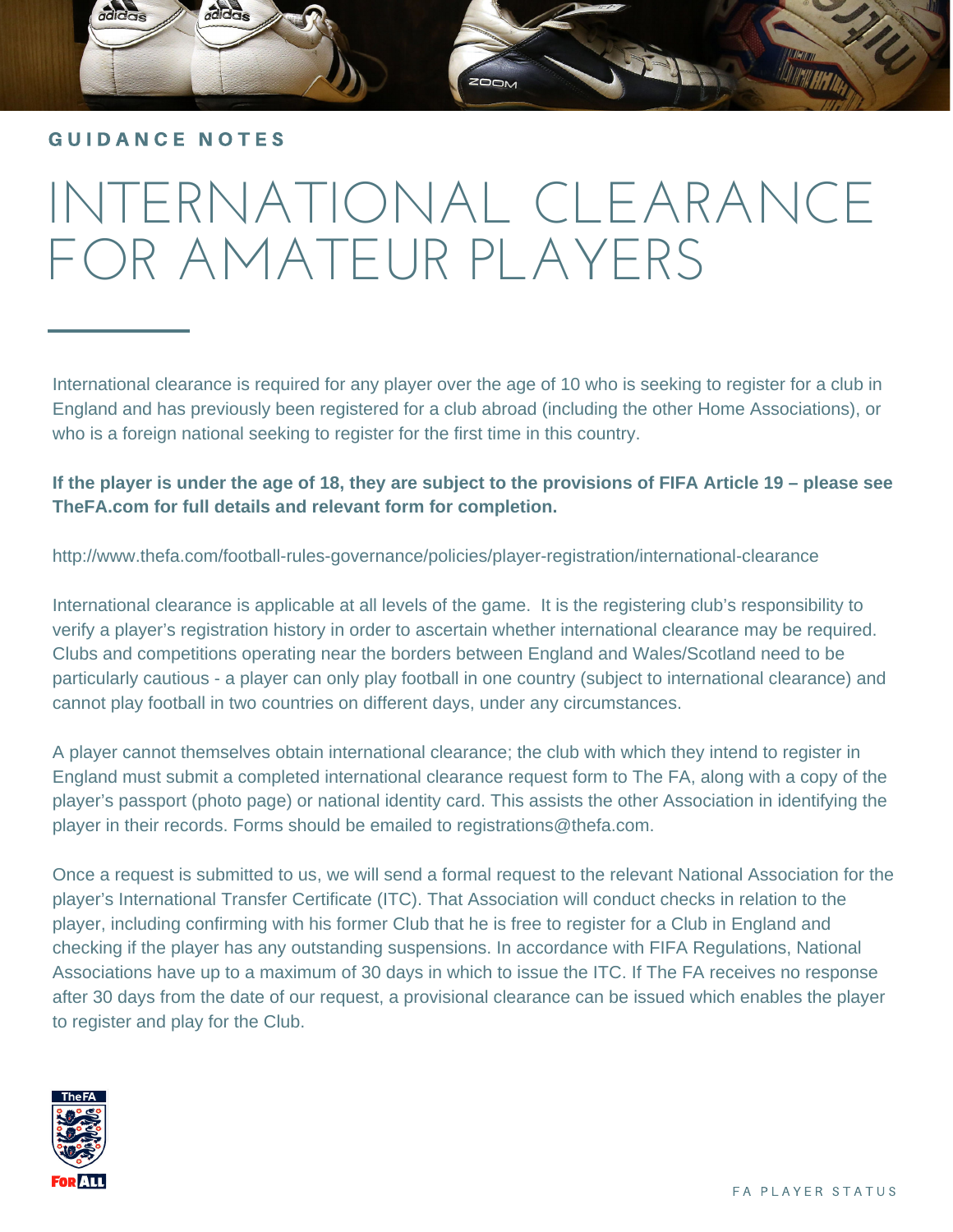GUIDANCE NOTES

# INTERNATIONAL CLEARANCE FOR AMATEUR PLAYERS

International clearance is required for any player over the age of 10 who is seeking to register for a club in England and has previously been registered for a club abroad (including the other Home Associations), or who is a foreign national seeking to register for the first time in this country.

**If the player is under the age of 18, they are subject to the provisions of FIFA Article 19 – please see TheFA.com for full details and relevant form for completion.**

http://www.thefa.com/football-rules-governance/policies/player-registration/international-clearance

International clearance is applicable at all levels of the game. It is the registering club's responsibility to verify a player's registration history in order to ascertain whether international clearance may be required. Clubs and competitions operating near the borders between England and Wales/Scotland need to be particularly cautious - a player can only play football in one country (subject to international clearance) and cannot play football in two countries on different days, under any circumstances.

A player cannot themselves obtain international clearance; the club with which they intend to register in England must submit a completed international clearance request form to The FA, along with a copy of the player's passport (photo page) or national identity card. This assists the other Association in identifying the player in their records. Forms should be emailed to registrations@thefa.com.

Once a request is submitted to us, we will send a formal request to the relevant National Association for the player's International Transfer Certificate (ITC). That Association will conduct checks in relation to the player, including confirming with his former Club that he is free to register for a Club in England and checking if the player has any outstanding suspensions. In accordance with FIFA Regulations, National Associations have up to a maximum of 30 days in which to issue the ITC. If The FA receives no response after 30 days from the date of our request, a provisional clearance can be issued which enables the player to register and play for the Club.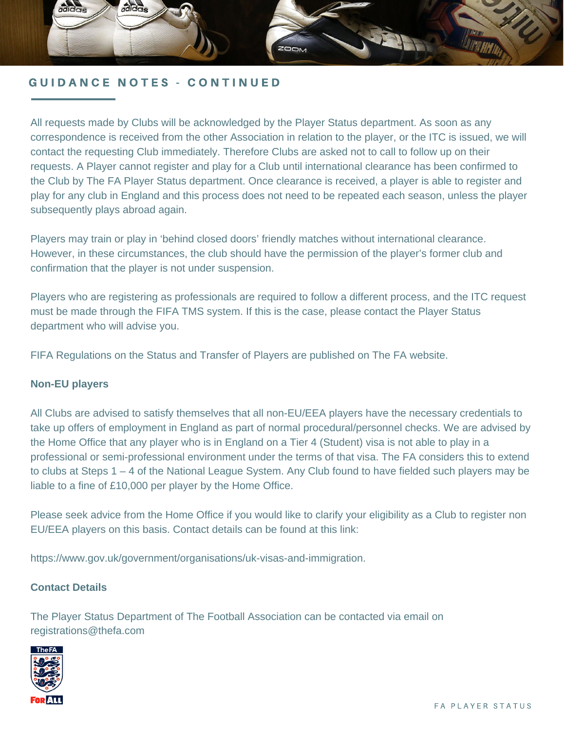## GUIDANCE NOTES - CONTINUED

All requests made by Clubs will be acknowledged by the Player Status department. As soon as any correspondence is received from the other Association in relation to the player, or the ITC is issued, we will contact the requesting Club immediately. Therefore Clubs are asked not to call to follow up on their requests. A Player cannot register and play for a Club until international clearance has been confirmed to the Club by The FA Player Status department. Once clearance is received, a player is able to register and play for any club in England and this process does not need to be repeated each season, unless the player subsequently plays abroad again.

Players may train or play in 'behind closed doors' friendly matches without international clearance. However, in these circumstances, the club should have the permission of the player's former club and confirmation that the player is not under suspension.

Players who are registering as professionals are required to follow a different process, and the ITC request must be made through the FIFA TMS system. If this is the case, please contact the Player Status department who will advise you.

FIFA Regulations on the Status and Transfer of Players are published on The FA website.

**Non-EU players**

All Clubs are advised to satisfy themselves that all non-EU/EEA players have the necessary credentials to take up offers of employment in England as part of normal procedural/personnel checks. We are advised by the Home Office that any player who is in England on a Tier 4 (Student) visa is not able to play in a professional or semi-professional environment under the terms of that visa. The FA considers this to extend to clubs at Steps 1 – 4 of the National League System. Any Club found to have fielded such players may be liable to a fine of £10,000 per player by the Home Office.

Please seek advice from the Home Office if you would like to clarify your eligibility as a Club to register non EU/EEA players on this basis. Contact details can be found at this link:

https://www.gov.uk/government/organisations/uk-visas-and-immigration.

**Contact Details**

The Player Status Department of The Football Association can be contacted via email on registrations@thefa.com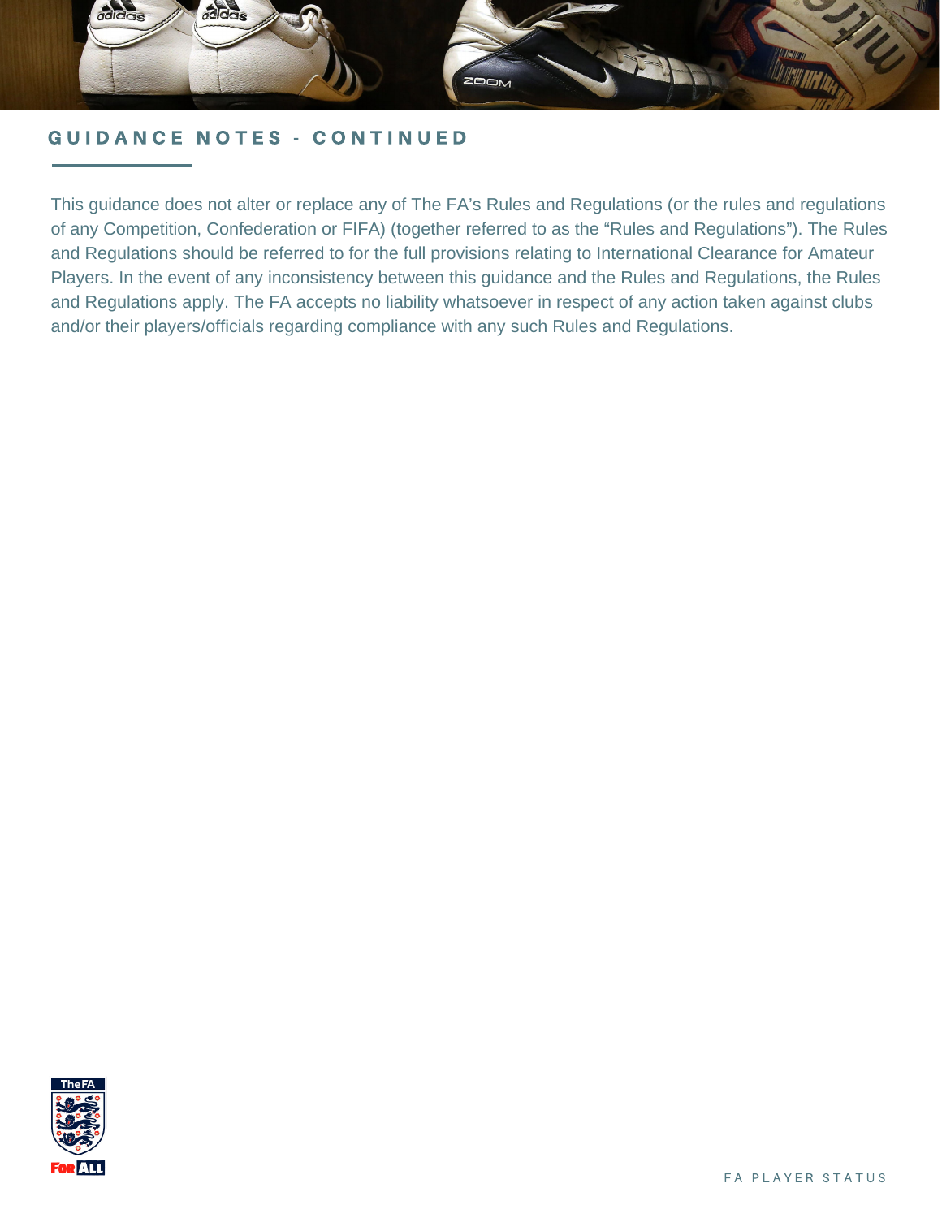## GUIDANCE NOTES - CONTINUED

This guidance does not alter or replace any of The FA's Rules and Regulations (or the rules and regulations of any Competition, Confederation or FIFA) (together referred to as the "Rules and Regulations"). The Rules and Regulations should be referred to for the full provisions relating to International Clearance for Amateur Players. In the event of any inconsistency between this guidance and the Rules and Regulations, the Rules and Regulations apply. The FA accepts no liability whatsoever in respect of any action taken against clubs and/or their players/officials regarding compliance with any such Rules and Regulations.